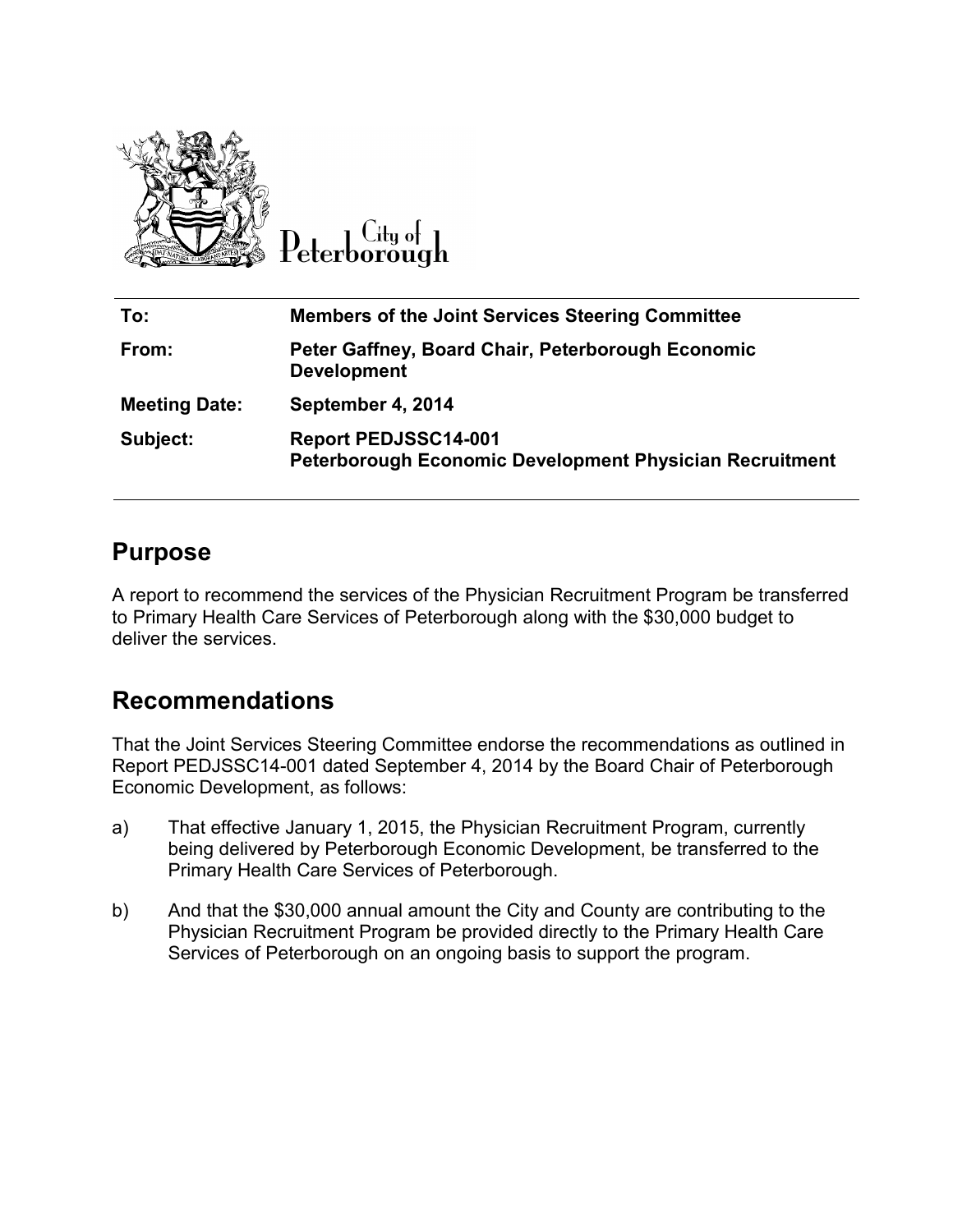City of Peterborough

| | |
|---|---|
| **To:** | **Members of the Joint Services Steering Committee** |
| **From:** | **Peter Gaffney, Board Chair, Peterborough Economic Development** |
| **Meeting Date:** | **September 4, 2014** |
| **Subject:** | **Report PEDJSSC14-001**<br>**Peterborough Economic Development Physician Recruitment** |

## Purpose

A report to recommend the services of the Physician Recruitment Program be transferred to Primary Health Care Services of Peterborough along with the $30,000 budget to deliver the services.

## Recommendations

That the Joint Services Steering Committee endorse the recommendations as outlined in Report PEDJSSC14-001 dated September 4, 2014 by the Board Chair of Peterborough Economic Development, as follows:

a) That effective January 1, 2015, the Physician Recruitment Program, currently being delivered by Peterborough Economic Development, be transferred to the Primary Health Care Services of Peterborough.

b) And that the $30,000 annual amount the City and County are contributing to the Physician Recruitment Program be provided directly to the Primary Health Care Services of Peterborough on an ongoing basis to support the program.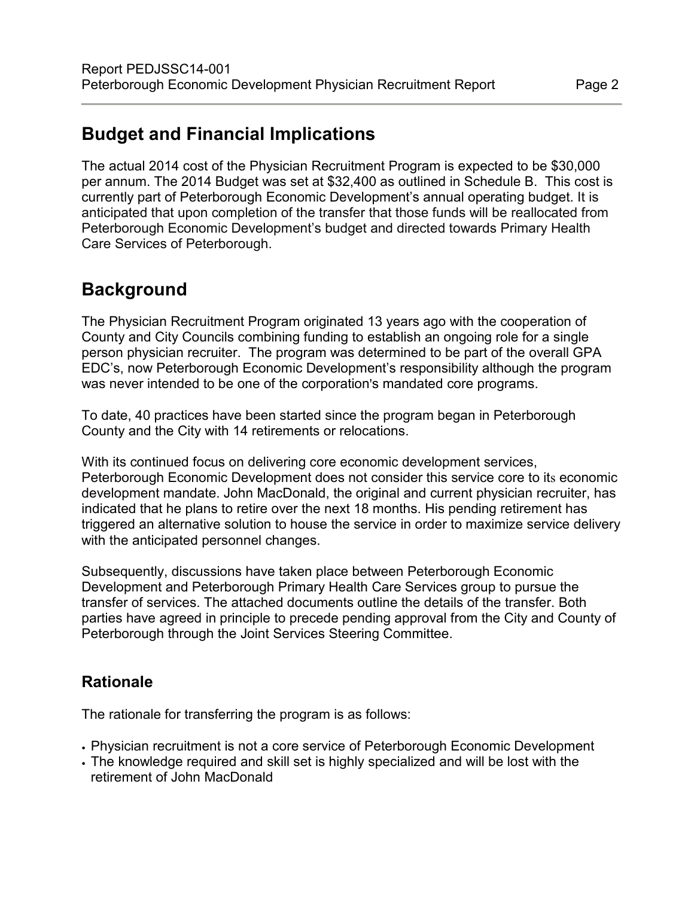## Budget and Financial Implications

The actual 2014 cost of the Physician Recruitment Program is expected to be $30,000 per annum. The 2014 Budget was set at $32,400 as outlined in Schedule B. This cost is currently part of Peterborough Economic Development's annual operating budget. It is anticipated that upon completion of the transfer that those funds will be reallocated from Peterborough Economic Development's budget and directed towards Primary Health Care Services of Peterborough.

## Background

The Physician Recruitment Program originated 13 years ago with the cooperation of County and City Councils combining funding to establish an ongoing role for a single person physician recruiter. The program was determined to be part of the overall GPA EDC's, now Peterborough Economic Development's responsibility although the program was never intended to be one of the corporation's mandated core programs.

To date, 40 practices have been started since the program began in Peterborough County and the City with 14 retirements or relocations.

With its continued focus on delivering core economic development services, Peterborough Economic Development does not consider this service core to its economic development mandate. John MacDonald, the original and current physician recruiter, has indicated that he plans to retire over the next 18 months. His pending retirement has triggered an alternative solution to house the service in order to maximize service delivery with the anticipated personnel changes.

Subsequently, discussions have taken place between Peterborough Economic Development and Peterborough Primary Health Care Services group to pursue the transfer of services. The attached documents outline the details of the transfer. Both parties have agreed in principle to precede pending approval from the City and County of Peterborough through the Joint Services Steering Committee.

### Rationale

The rationale for transferring the program is as follows:

- Physician recruitment is not a core service of Peterborough Economic Development
- The knowledge required and skill set is highly specialized and will be lost with the retirement of John MacDonald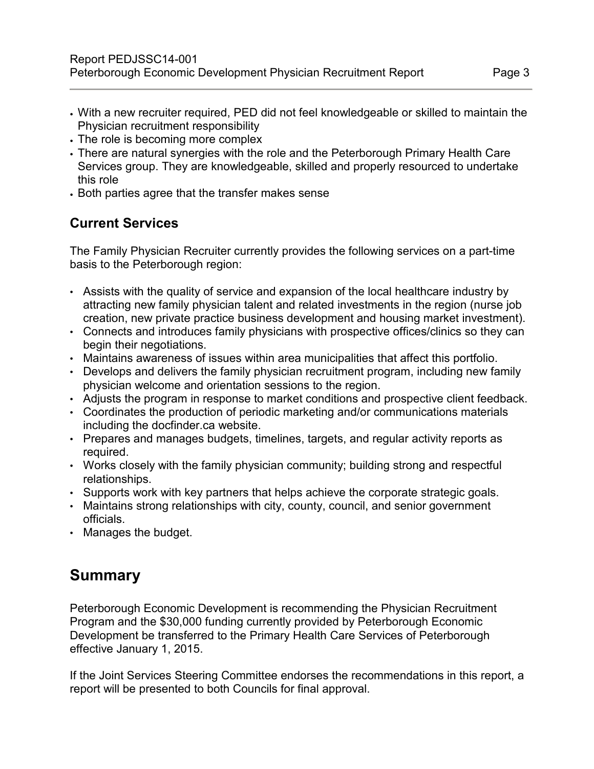- With a new recruiter required, PED did not feel knowledgeable or skilled to maintain the Physician recruitment responsibility
- The role is becoming more complex
- There are natural synergies with the role and the Peterborough Primary Health Care Services group. They are knowledgeable, skilled and properly resourced to undertake this role
- Both parties agree that the transfer makes sense

### Current Services

The Family Physician Recruiter currently provides the following services on a part-time basis to the Peterborough region:

- Assists with the quality of service and expansion of the local healthcare industry by attracting new family physician talent and related investments in the region (nurse job creation, new private practice business development and housing market investment).
- Connects and introduces family physicians with prospective offices/clinics so they can begin their negotiations.
- Maintains awareness of issues within area municipalities that affect this portfolio.
- Develops and delivers the family physician recruitment program, including new family physician welcome and orientation sessions to the region.
- Adjusts the program in response to market conditions and prospective client feedback.
- Coordinates the production of periodic marketing and/or communications materials including the docfinder.ca website.
- Prepares and manages budgets, timelines, targets, and regular activity reports as required.
- Works closely with the family physician community; building strong and respectful relationships.
- Supports work with key partners that helps achieve the corporate strategic goals.
- Maintains strong relationships with city, county, council, and senior government officials.
- Manages the budget.

## Summary

Peterborough Economic Development is recommending the Physician Recruitment Program and the $30,000 funding currently provided by Peterborough Economic Development be transferred to the Primary Health Care Services of Peterborough effective January 1, 2015.

If the Joint Services Steering Committee endorses the recommendations in this report, a report will be presented to both Councils for final approval.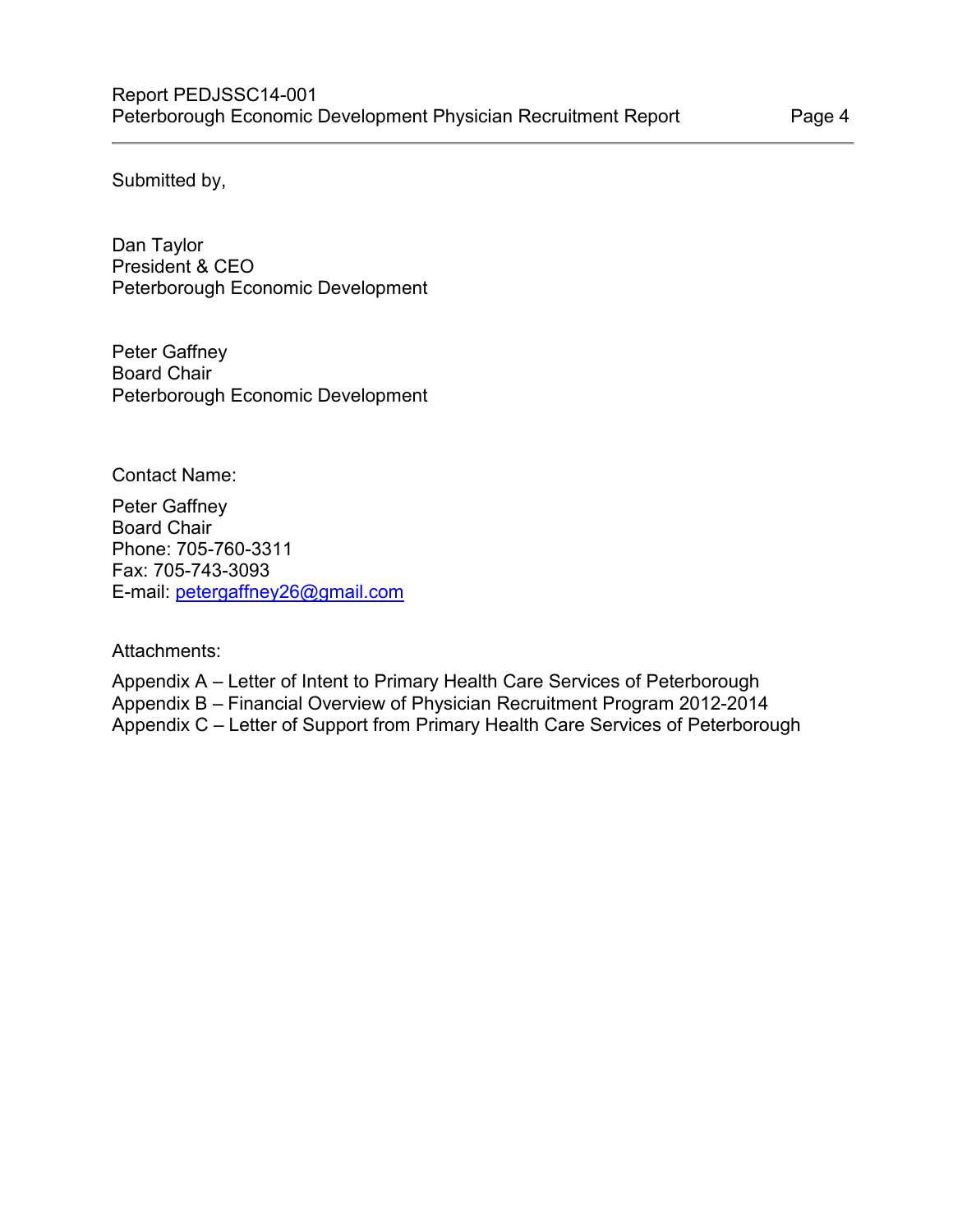Submitted by,

Dan Taylor
President & CEO
Peterborough Economic Development

Peter Gaffney
Board Chair
Peterborough Economic Development

Contact Name:

Peter Gaffney
Board Chair
Phone: 705-760-3311
Fax: 705-743-3093
E-mail: petergaffney26@gmail.com

Attachments:

Appendix A – Letter of Intent to Primary Health Care Services of Peterborough
Appendix B – Financial Overview of Physician Recruitment Program 2012-2014
Appendix C – Letter of Support from Primary Health Care Services of Peterborough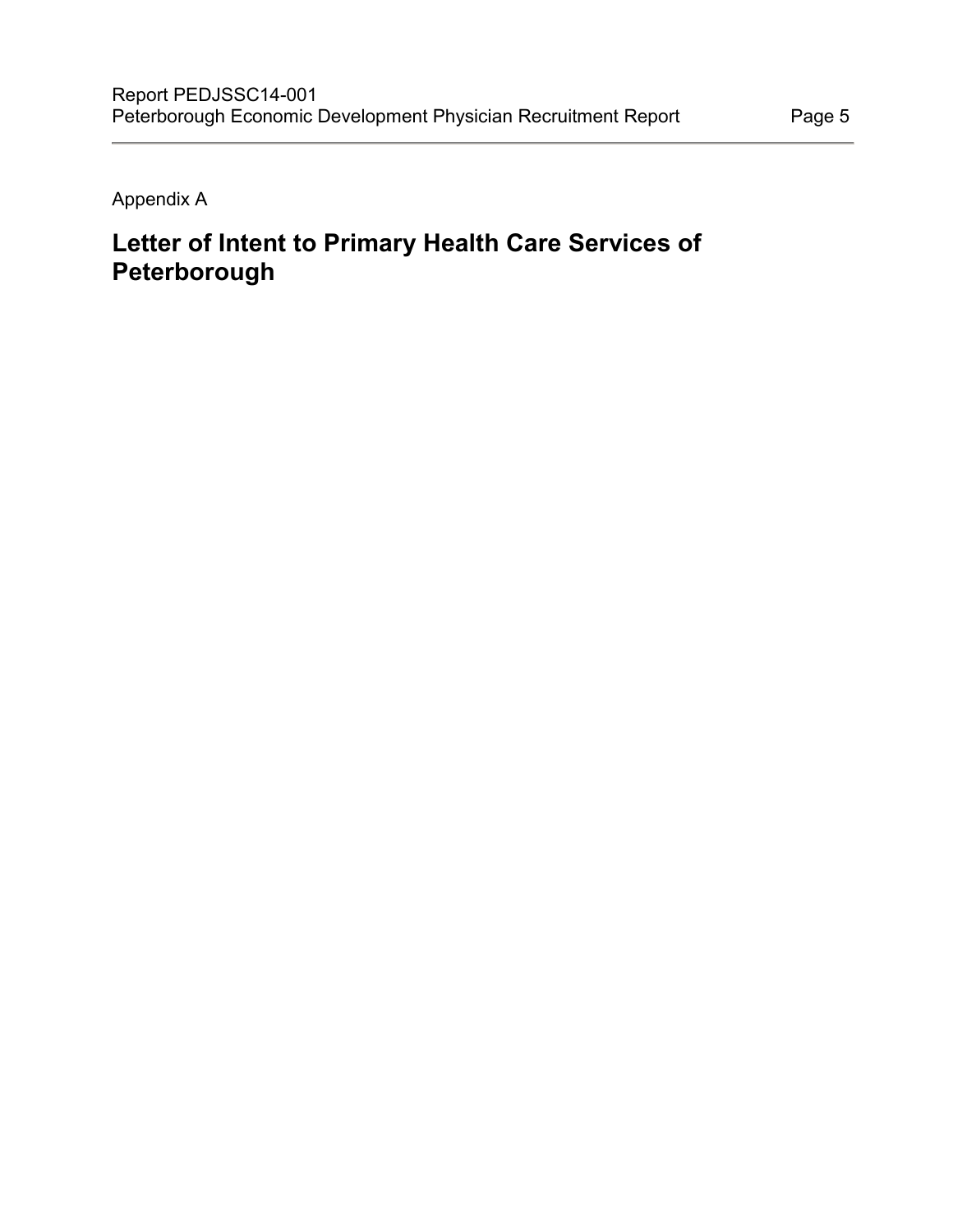Appendix A

# Letter of Intent to Primary Health Care Services of Peterborough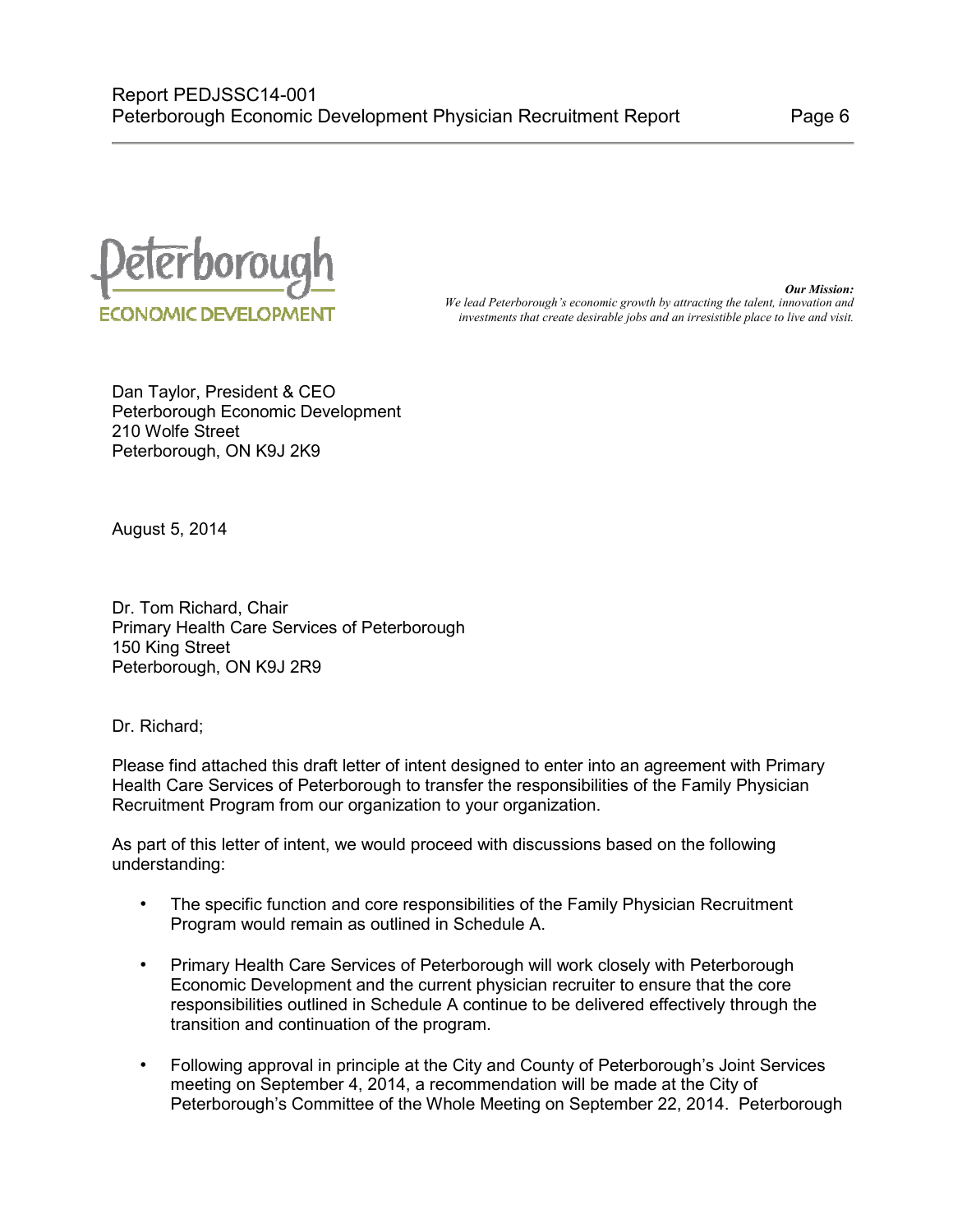Peterborough ECONOMIC DEVELOPMENT

***Our Mission:***
*We lead Peterborough's economic growth by attracting the talent, innovation and investments that create desirable jobs and an irresistible place to live and visit.*

Dan Taylor, President & CEO
Peterborough Economic Development
210 Wolfe Street
Peterborough, ON K9J 2K9

August 5, 2014

Dr. Tom Richard, Chair
Primary Health Care Services of Peterborough
150 King Street
Peterborough, ON K9J 2R9

Dr. Richard;

Please find attached this draft letter of intent designed to enter into an agreement with Primary Health Care Services of Peterborough to transfer the responsibilities of the Family Physician Recruitment Program from our organization to your organization.

As part of this letter of intent, we would proceed with discussions based on the following understanding:

- The specific function and core responsibilities of the Family Physician Recruitment Program would remain as outlined in Schedule A.
- Primary Health Care Services of Peterborough will work closely with Peterborough Economic Development and the current physician recruiter to ensure that the core responsibilities outlined in Schedule A continue to be delivered effectively through the transition and continuation of the program.
- Following approval in principle at the City and County of Peterborough's Joint Services meeting on September 4, 2014, a recommendation will be made at the City of Peterborough's Committee of the Whole Meeting on September 22, 2014. Peterborough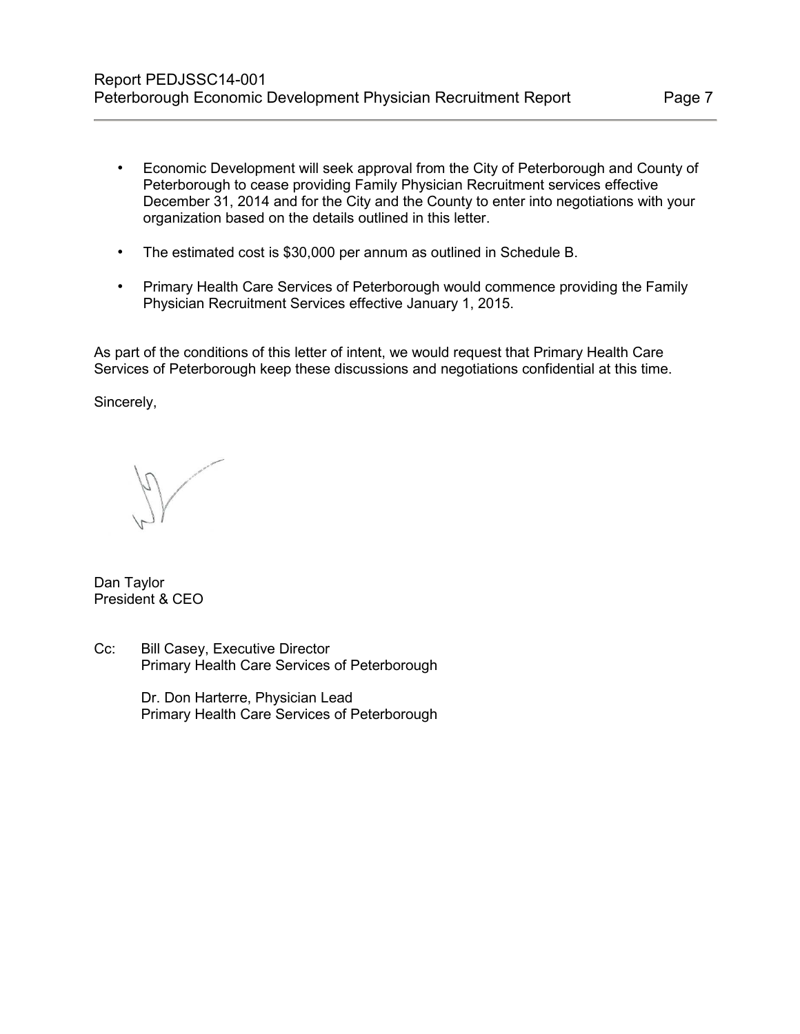- Economic Development will seek approval from the City of Peterborough and County of Peterborough to cease providing Family Physician Recruitment services effective December 31, 2014 and for the City and the County to enter into negotiations with your organization based on the details outlined in this letter.

- The estimated cost is $30,000 per annum as outlined in Schedule B.

- Primary Health Care Services of Peterborough would commence providing the Family Physician Recruitment Services effective January 1, 2015.

As part of the conditions of this letter of intent, we would request that Primary Health Care Services of Peterborough keep these discussions and negotiations confidential at this time.

Sincerely,

Dan Taylor
President & CEO

Cc: Bill Casey, Executive Director
Primary Health Care Services of Peterborough

Dr. Don Harterre, Physician Lead
Primary Health Care Services of Peterborough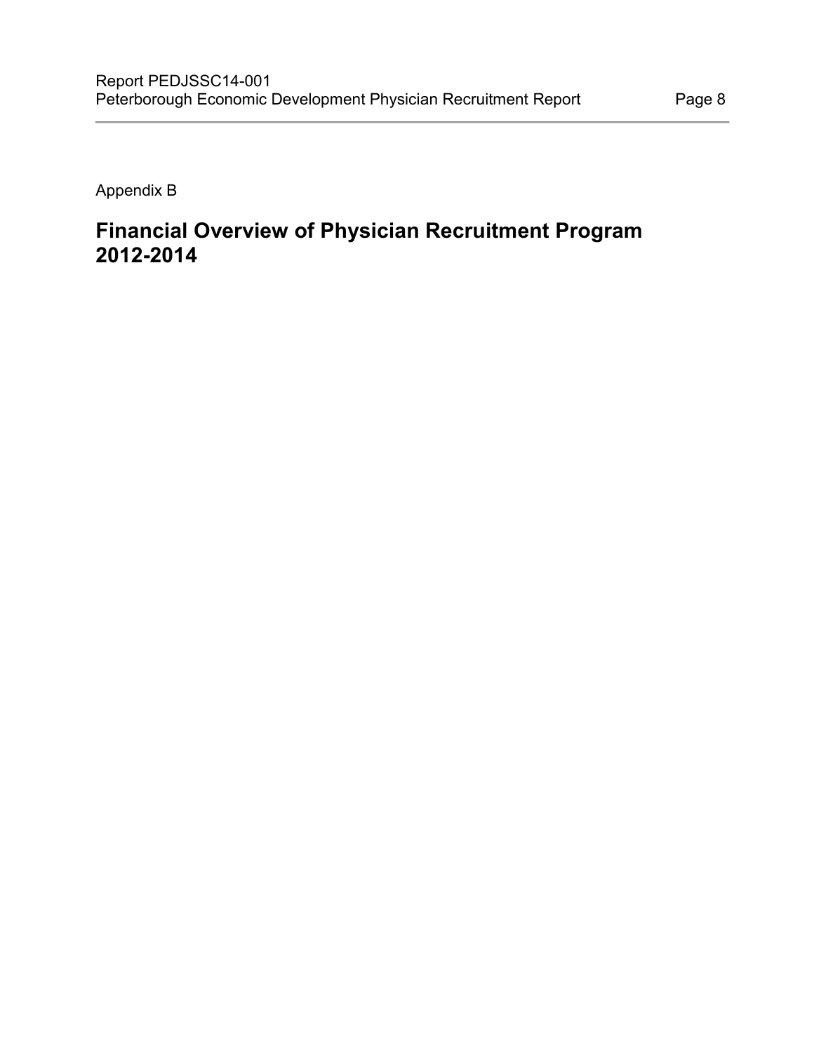Appendix B

# Financial Overview of Physician Recruitment Program 2012-2014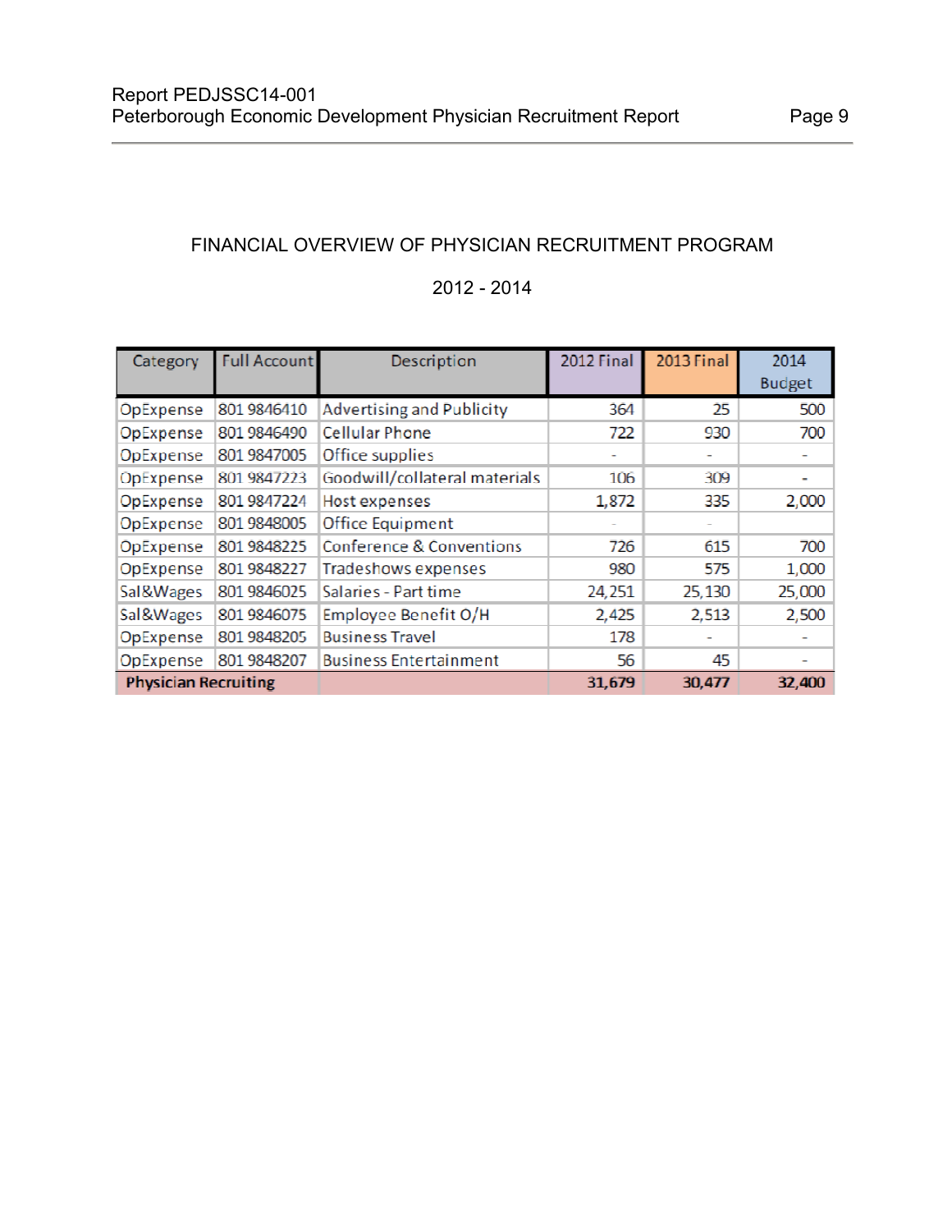FINANCIAL OVERVIEW OF PHYSICIAN RECRUITMENT PROGRAM

2012 - 2014

| Category | Full Account | Description | 2012 Final | 2013 Final | 2014 Budget |
|---|---|---|---|---|---|
| OpExpense | 801 9846410 | Advertising and Publicity | 364 | 25 | 500 |
| OpExpense | 801 9846490 | Cellular Phone | 722 | 930 | 700 |
| OpExpense | 801 9847005 | Office supplies | - | - | - |
| OpExpense | 801 9847223 | Goodwill/collateral materials | 106 | 309 | - |
| OpExpense | 801 9847224 | Host expenses | 1,872 | 335 | 2,000 |
| OpExpense | 801 9848005 | Office Equipment | - | - | |
| OpExpense | 801 9848225 | Conference & Conventions | 726 | 615 | 700 |
| OpExpense | 801 9848227 | Tradeshows expenses | 980 | 575 | 1,000 |
| Sal&Wages | 801 9846025 | Salaries - Part time | 24,251 | 25,130 | 25,000 |
| Sal&Wages | 801 9846075 | Employee Benefit O/H | 2,425 | 2,513 | 2,500 |
| OpExpense | 801 9848205 | Business Travel | 178 | - | - |
| OpExpense | 801 9848207 | Business Entertainment | 56 | 45 | - |
| **Physician Recruiting** | | | **31,679** | **30,477** | **32,400** |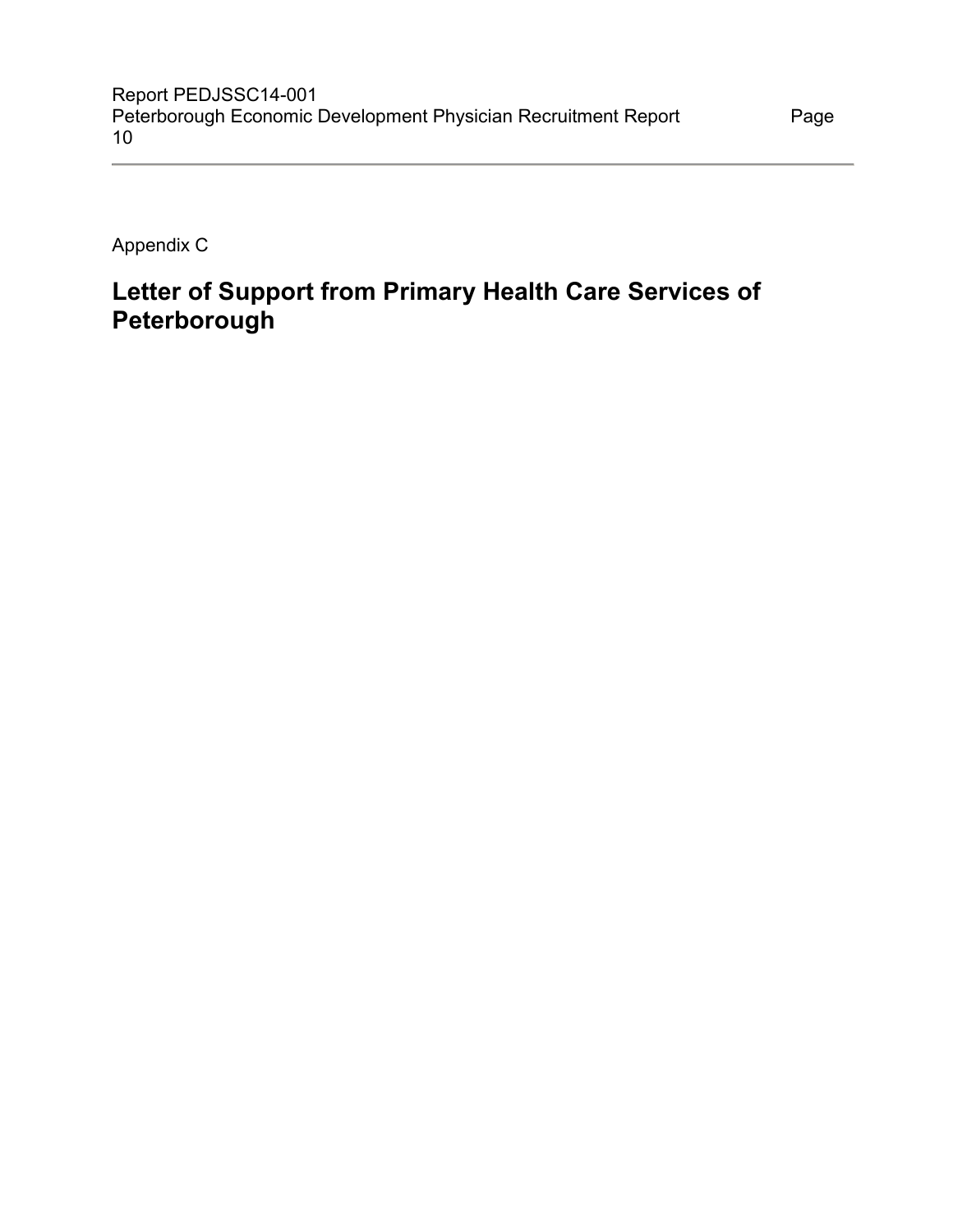Appendix C

# Letter of Support from Primary Health Care Services of Peterborough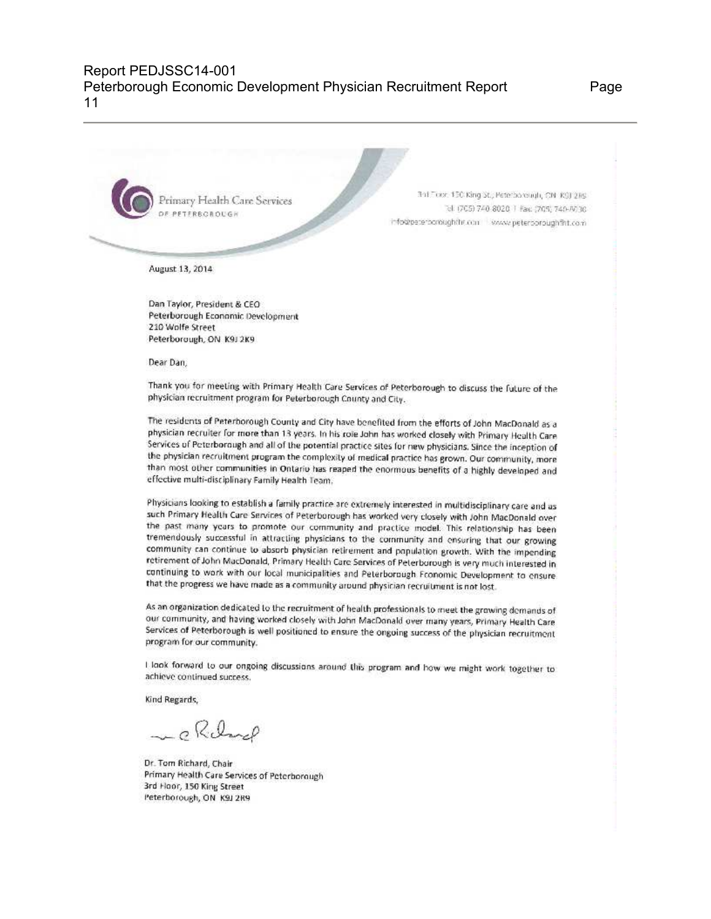Primary Health Care Services
OF PETERBOROUGH

3rd Floor, 150 King St., Peterborough, ON K9J 2R9
Tel: (705) 740-8020 | Fax: (705) 740-7030
info@peterboroughfht.com | www.peterboroughfht.com

August 13, 2014

Dan Taylor, President & CEO
Peterborough Economic Development
210 Wolfe Street
Peterborough, ON K9J 2K9

Dear Dan,

Thank you for meeting with Primary Health Care Services of Peterborough to discuss the future of the physician recruitment program for Peterborough County and City.

The residents of Peterborough County and City have benefited from the efforts of John MacDonald as a physician recruiter for more than 13 years. In his role John has worked closely with Primary Health Care Services of Peterborough and all of the potential practice sites for new physicians. Since the inception of the physician recruitment program the complexity of medical practice has grown. Our community, more than most other communities in Ontario has reaped the enormous benefits of a highly developed and effective multi-disciplinary Family Health Team.

Physicians looking to establish a family practice are extremely interested in multidisciplinary care and as such Primary Health Care Services of Peterborough has worked very closely with John MacDonald over the past many years to promote our community and practice model. This relationship has been tremendously successful in attracting physicians to the community and ensuring that our growing community can continue to absorb physician retirement and population growth. With the impending retirement of John MacDonald, Primary Health Care Services of Peterborough is very much interested in continuing to work with our local municipalities and Peterborough Economic Development to ensure that the progress we have made as a community around physician recruitment is not lost.

As an organization dedicated to the recruitment of health professionals to meet the growing demands of our community, and having worked closely with John MacDonald over many years, Primary Health Care Services of Peterborough is well positioned to ensure the ongoing success of the physician recruitment program for our community.

I look forward to our ongoing discussions around this program and how we might work together to achieve continued success.

Kind Regards,

Dr. Tom Richard, Chair
Primary Health Care Services of Peterborough
3rd Floor, 150 King Street
Peterborough, ON K9J 2R9